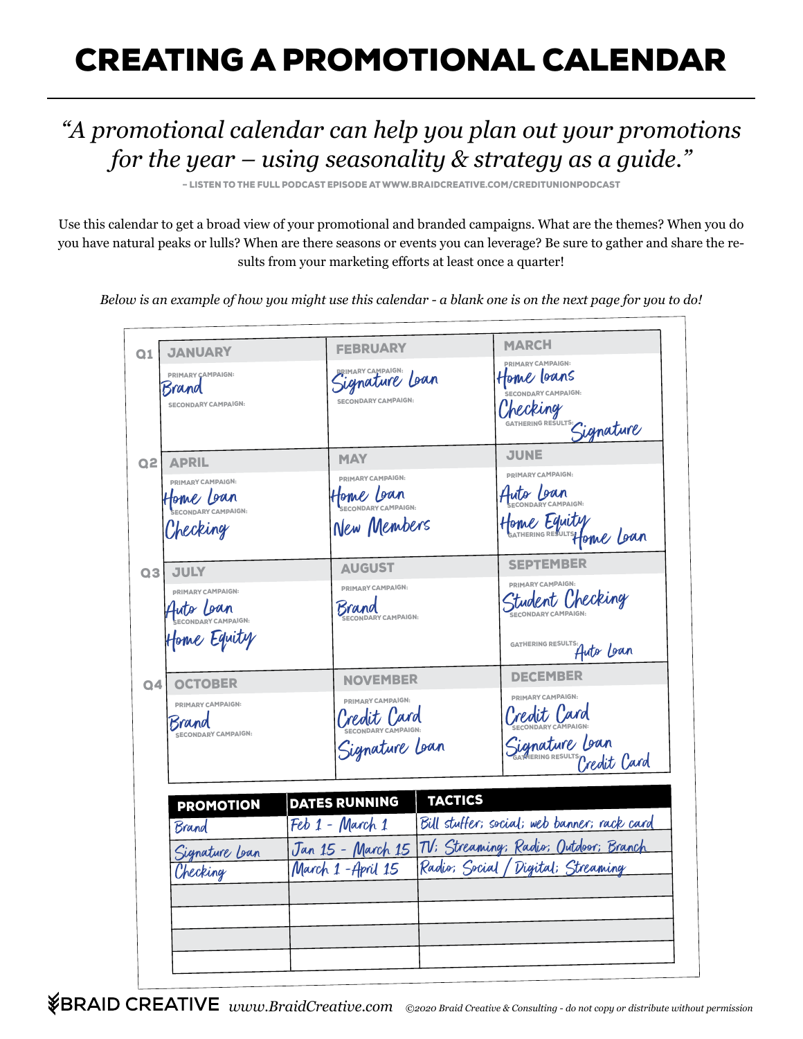# CREATING A PROMOTIONAL CALENDAR

*"A promotional calendar can help you plan out your promotions for the year – using seasonality & strategy as a guide."*

– LISTEN TO THE FULL PODCAST EPISODE AT WWW.BRAIDCREATIVE.COM/CREDITUNIONPODCAST

Use this calendar to get a broad view of your promotional and branded campaigns. What are the themes? When you do you have natural peaks or lulls? When are there seasons or events you can leverage? Be sure to gather and share the results from your marketing efforts at least once a quarter!

*Below is an example of how you might use this calendar - a blank one is on the next page for you to do!*

| | | | |
|---|---|---|---|
| **Q1** | **JANUARY**<br>PRIMARY CAMPAIGN: Brand<br>SECONDARY CAMPAIGN: | **FEBRUARY**<br>PRIMARY CAMPAIGN: Signature Loan<br>SECONDARY CAMPAIGN: | **MARCH**<br>PRIMARY CAMPAIGN: Home loans<br>SECONDARY CAMPAIGN: Checking<br>GATHERING RESULTS: Signature |
| **Q2** | **APRIL**<br>PRIMARY CAMPAIGN: Home Loan<br>SECONDARY CAMPAIGN: Checking | **MAY**<br>PRIMARY CAMPAIGN: Home Loan<br>SECONDARY CAMPAIGN: New Members | **JUNE**<br>PRIMARY CAMPAIGN: Auto Loan<br>SECONDARY CAMPAIGN: Home Equity<br>GATHERING RESULTS: Home Loan |
| **Q3** | **JULY**<br>PRIMARY CAMPAIGN: Auto Loan<br>SECONDARY CAMPAIGN: Home Equity | **AUGUST**<br>PRIMARY CAMPAIGN: Brand<br>SECONDARY CAMPAIGN: | **SEPTEMBER**<br>PRIMARY CAMPAIGN: Student Checking<br>SECONDARY CAMPAIGN:<br>GATHERING RESULTS: Auto Loan |
| **Q4** | **OCTOBER**<br>PRIMARY CAMPAIGN: Brand<br>SECONDARY CAMPAIGN: | **NOVEMBER**<br>PRIMARY CAMPAIGN: Credit Card<br>SECONDARY CAMPAIGN: Signature Loan | **DECEMBER**<br>PRIMARY CAMPAIGN: Credit Card<br>SECONDARY CAMPAIGN: Signature Loan<br>GATHERING RESULTS: Credit Card |

| PROMOTION | DATES RUNNING | TACTICS |
|---|---|---|
| Brand | Feb 1 - March 1 | Bill stuffer; social; web banner; rack card |
| Signature Loan | Jan 15 - March 15 | TV; Streaming; Radio; Outdoor; Branch |
| Checking | March 1 - April 15 | Radio; Social / Digital; Streaming |
| | | |
| | | |
| | | |
| | | |

BRAID CREATIVE *www.BraidCreative.com* *©2020 Braid Creative & Consulting - do not copy or distribute without permission*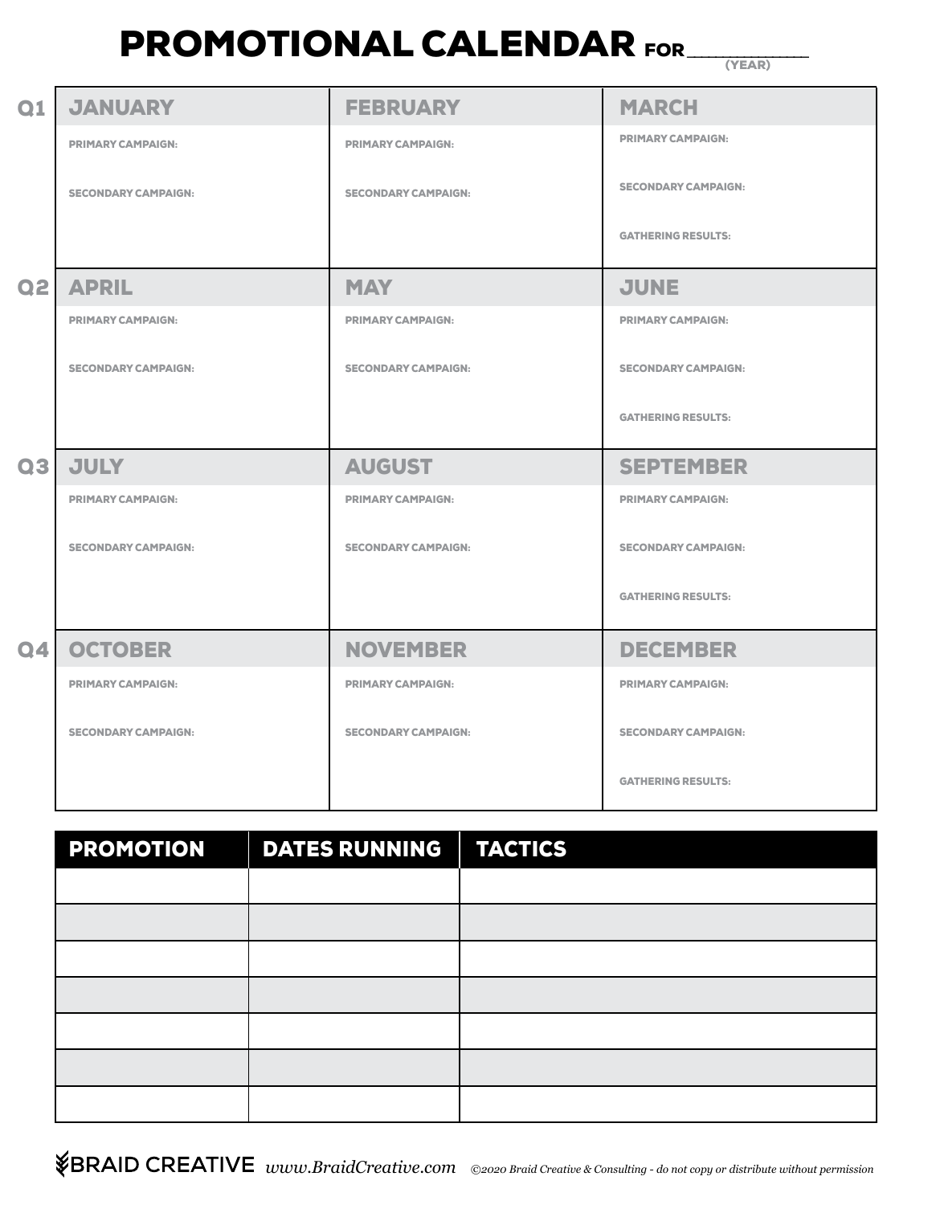# PROMOTIONAL CALENDAR FOR ___________ (YEAR)

| | | | |
|---|---|---|---|
| **Q1** | **JANUARY**<br>PRIMARY CAMPAIGN:<br>SECONDARY CAMPAIGN: | **FEBRUARY**<br>PRIMARY CAMPAIGN:<br>SECONDARY CAMPAIGN: | **MARCH**<br>PRIMARY CAMPAIGN:<br>SECONDARY CAMPAIGN:<br>GATHERING RESULTS: |
| **Q2** | **APRIL**<br>PRIMARY CAMPAIGN:<br>SECONDARY CAMPAIGN: | **MAY**<br>PRIMARY CAMPAIGN:<br>SECONDARY CAMPAIGN: | **JUNE**<br>PRIMARY CAMPAIGN:<br>SECONDARY CAMPAIGN:<br>GATHERING RESULTS: |
| **Q3** | **JULY**<br>PRIMARY CAMPAIGN:<br>SECONDARY CAMPAIGN: | **AUGUST**<br>PRIMARY CAMPAIGN:<br>SECONDARY CAMPAIGN: | **SEPTEMBER**<br>PRIMARY CAMPAIGN:<br>SECONDARY CAMPAIGN:<br>GATHERING RESULTS: |
| **Q4** | **OCTOBER**<br>PRIMARY CAMPAIGN:<br>SECONDARY CAMPAIGN: | **NOVEMBER**<br>PRIMARY CAMPAIGN:<br>SECONDARY CAMPAIGN: | **DECEMBER**<br>PRIMARY CAMPAIGN:<br>SECONDARY CAMPAIGN:<br>GATHERING RESULTS: |

| PROMOTION | DATES RUNNING | TACTICS |
|---|---|---|
| | | |
| | | |
| | | |
| | | |
| | | |
| | | |
| | | |

BRAID CREATIVE *www.BraidCreative.com* *©2020 Braid Creative & Consulting - do not copy or distribute without permission*